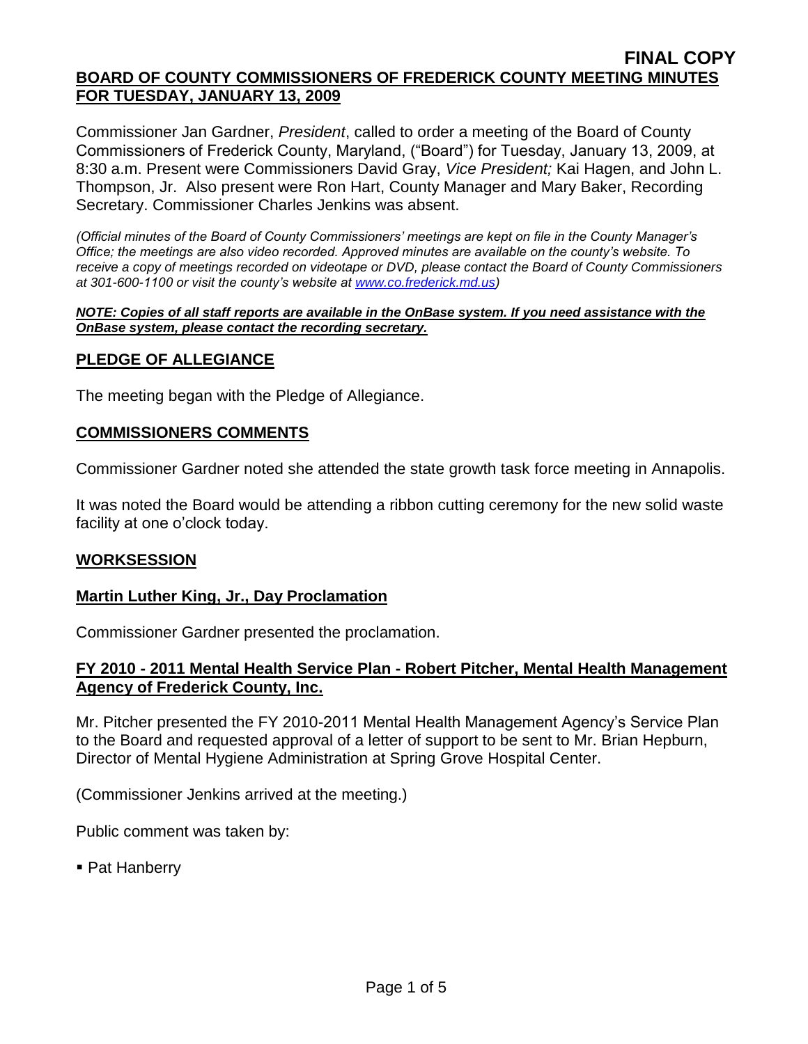**FINAL COPY**

**BOARD OF COUNTY COMMISSIONERS OF FREDERICK COUNTY MEETING MINUTES FOR TUESDAY, JANUARY 13, 2009**

Commissioner Jan Gardner, *President*, called to order a meeting of the Board of County Commissioners of Frederick County, Maryland, ("Board") for Tuesday, January 13, 2009, at 8:30 a.m. Present were Commissioners David Gray, *Vice President;* Kai Hagen, and John L. Thompson, Jr. Also present were Ron Hart, County Manager and Mary Baker, Recording Secretary. Commissioner Charles Jenkins was absent.

*(Official minutes of the Board of County Commissioners' meetings are kept on file in the County Manager's Office; the meetings are also video recorded. Approved minutes are available on the county's website. To receive a copy of meetings recorded on videotape or DVD, please contact the Board of County Commissioners at 301-600-1100 or visit the county's website at [www.co.frederick.md.us](www.co.frederick.md.us))*

***NOTE: Copies of all staff reports are available in the OnBase system. If you need assistance with the OnBase system, please contact the recording secretary.***

## PLEDGE OF ALLEGIANCE

The meeting began with the Pledge of Allegiance.

## COMMISSIONERS COMMENTS

Commissioner Gardner noted she attended the state growth task force meeting in Annapolis.

It was noted the Board would be attending a ribbon cutting ceremony for the new solid waste facility at one o'clock today.

## WORKSESSION

### Martin Luther King, Jr., Day Proclamation

Commissioner Gardner presented the proclamation.

### FY 2010 - 2011 Mental Health Service Plan - Robert Pitcher, Mental Health Management Agency of Frederick County, Inc.

Mr. Pitcher presented the FY 2010-2011 Mental Health Management Agency's Service Plan to the Board and requested approval of a letter of support to be sent to Mr. Brian Hepburn, Director of Mental Hygiene Administration at Spring Grove Hospital Center.

(Commissioner Jenkins arrived at the meeting.)

Public comment was taken by:

- Pat Hanberry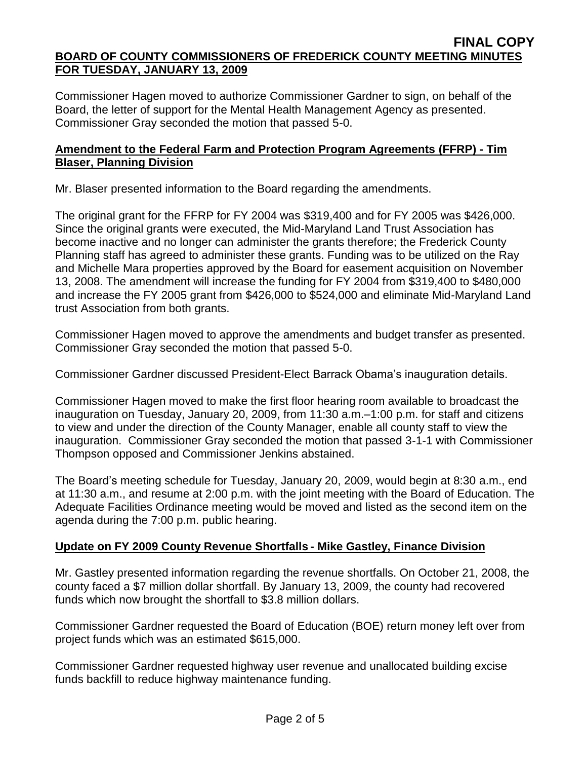**FINAL COPY**

**BOARD OF COUNTY COMMISSIONERS OF FREDERICK COUNTY MEETING MINUTES FOR TUESDAY, JANUARY 13, 2009**

Commissioner Hagen moved to authorize Commissioner Gardner to sign, on behalf of the Board, the letter of support for the Mental Health Management Agency as presented. Commissioner Gray seconded the motion that passed 5-0.

**Amendment to the Federal Farm and Protection Program Agreements (FFRP) - Tim Blaser, Planning Division**

Mr. Blaser presented information to the Board regarding the amendments.

The original grant for the FFRP for FY 2004 was $319,400 and for FY 2005 was $426,000. Since the original grants were executed, the Mid-Maryland Land Trust Association has become inactive and no longer can administer the grants therefore; the Frederick County Planning staff has agreed to administer these grants. Funding was to be utilized on the Ray and Michelle Mara properties approved by the Board for easement acquisition on November 13, 2008. The amendment will increase the funding for FY 2004 from $319,400 to $480,000 and increase the FY 2005 grant from $426,000 to $524,000 and eliminate Mid-Maryland Land trust Association from both grants.

Commissioner Hagen moved to approve the amendments and budget transfer as presented. Commissioner Gray seconded the motion that passed 5-0.

Commissioner Gardner discussed President-Elect Barrack Obama's inauguration details.

Commissioner Hagen moved to make the first floor hearing room available to broadcast the inauguration on Tuesday, January 20, 2009, from 11:30 a.m.–1:00 p.m. for staff and citizens to view and under the direction of the County Manager, enable all county staff to view the inauguration. Commissioner Gray seconded the motion that passed 3-1-1 with Commissioner Thompson opposed and Commissioner Jenkins abstained.

The Board's meeting schedule for Tuesday, January 20, 2009, would begin at 8:30 a.m., end at 11:30 a.m., and resume at 2:00 p.m. with the joint meeting with the Board of Education. The Adequate Facilities Ordinance meeting would be moved and listed as the second item on the agenda during the 7:00 p.m. public hearing.

**Update on FY 2009 County Revenue Shortfalls - Mike Gastley, Finance Division**

Mr. Gastley presented information regarding the revenue shortfalls. On October 21, 2008, the county faced a $7 million dollar shortfall. By January 13, 2009, the county had recovered funds which now brought the shortfall to $3.8 million dollars.

Commissioner Gardner requested the Board of Education (BOE) return money left over from project funds which was an estimated $615,000.

Commissioner Gardner requested highway user revenue and unallocated building excise funds backfill to reduce highway maintenance funding.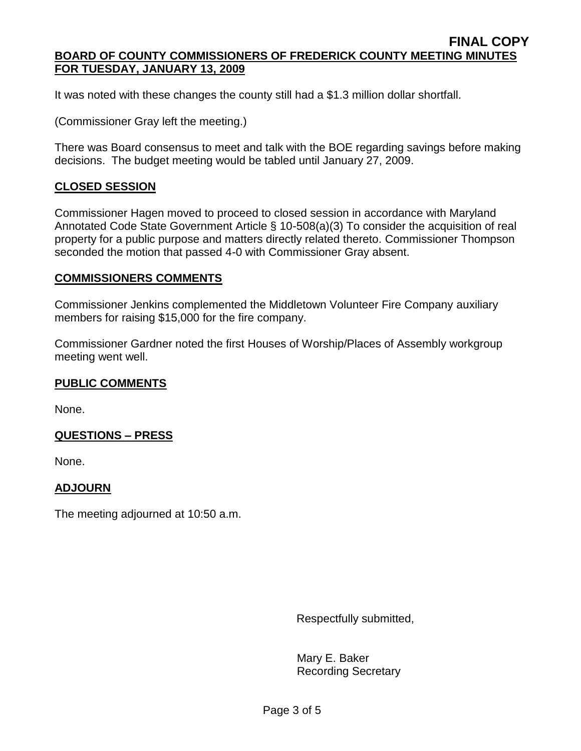It was noted with these changes the county still had a $1.3 million dollar shortfall.

(Commissioner Gray left the meeting.)

There was Board consensus to meet and talk with the BOE regarding savings before making decisions. The budget meeting would be tabled until January 27, 2009.

## CLOSED SESSION

Commissioner Hagen moved to proceed to closed session in accordance with Maryland Annotated Code State Government Article § 10-508(a)(3) To consider the acquisition of real property for a public purpose and matters directly related thereto. Commissioner Thompson seconded the motion that passed 4-0 with Commissioner Gray absent.

## COMMISSIONERS COMMENTS

Commissioner Jenkins complemented the Middletown Volunteer Fire Company auxiliary members for raising $15,000 for the fire company.

Commissioner Gardner noted the first Houses of Worship/Places of Assembly workgroup meeting went well.

## PUBLIC COMMENTS

None.

## QUESTIONS – PRESS

None.

## ADJOURN

The meeting adjourned at 10:50 a.m.

Respectfully submitted,

Mary E. Baker
Recording Secretary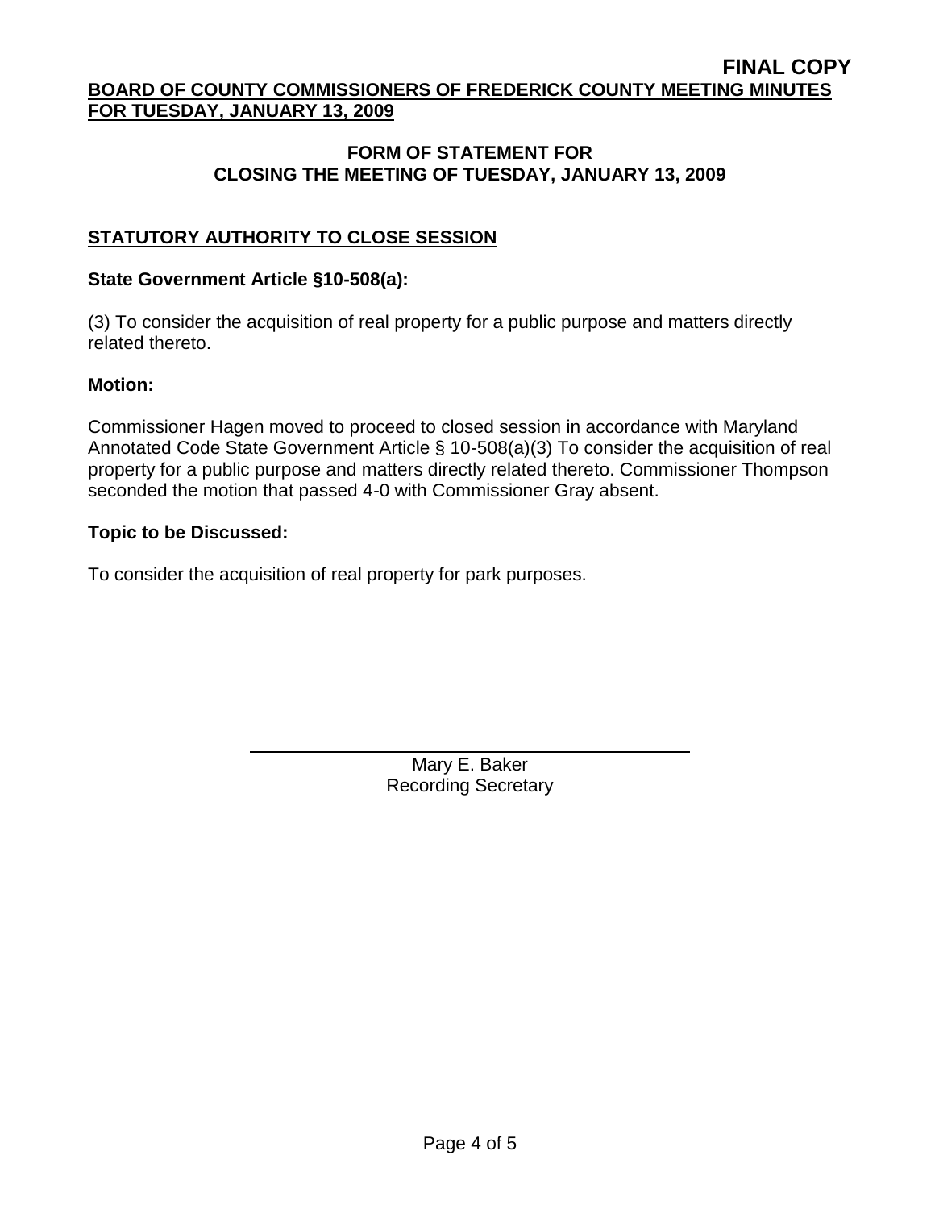**FINAL COPY**

**BOARD OF COUNTY COMMISSIONERS OF FREDERICK COUNTY MEETING MINUTES FOR TUESDAY, JANUARY 13, 2009**

## FORM OF STATEMENT FOR CLOSING THE MEETING OF TUESDAY, JANUARY 13, 2009

### STATUTORY AUTHORITY TO CLOSE SESSION

**State Government Article §10-508(a):**

(3) To consider the acquisition of real property for a public purpose and matters directly related thereto.

**Motion:**

Commissioner Hagen moved to proceed to closed session in accordance with Maryland Annotated Code State Government Article § 10-508(a)(3) To consider the acquisition of real property for a public purpose and matters directly related thereto. Commissioner Thompson seconded the motion that passed 4-0 with Commissioner Gray absent.

**Topic to be Discussed:**

To consider the acquisition of real property for park purposes.

Mary E. Baker
Recording Secretary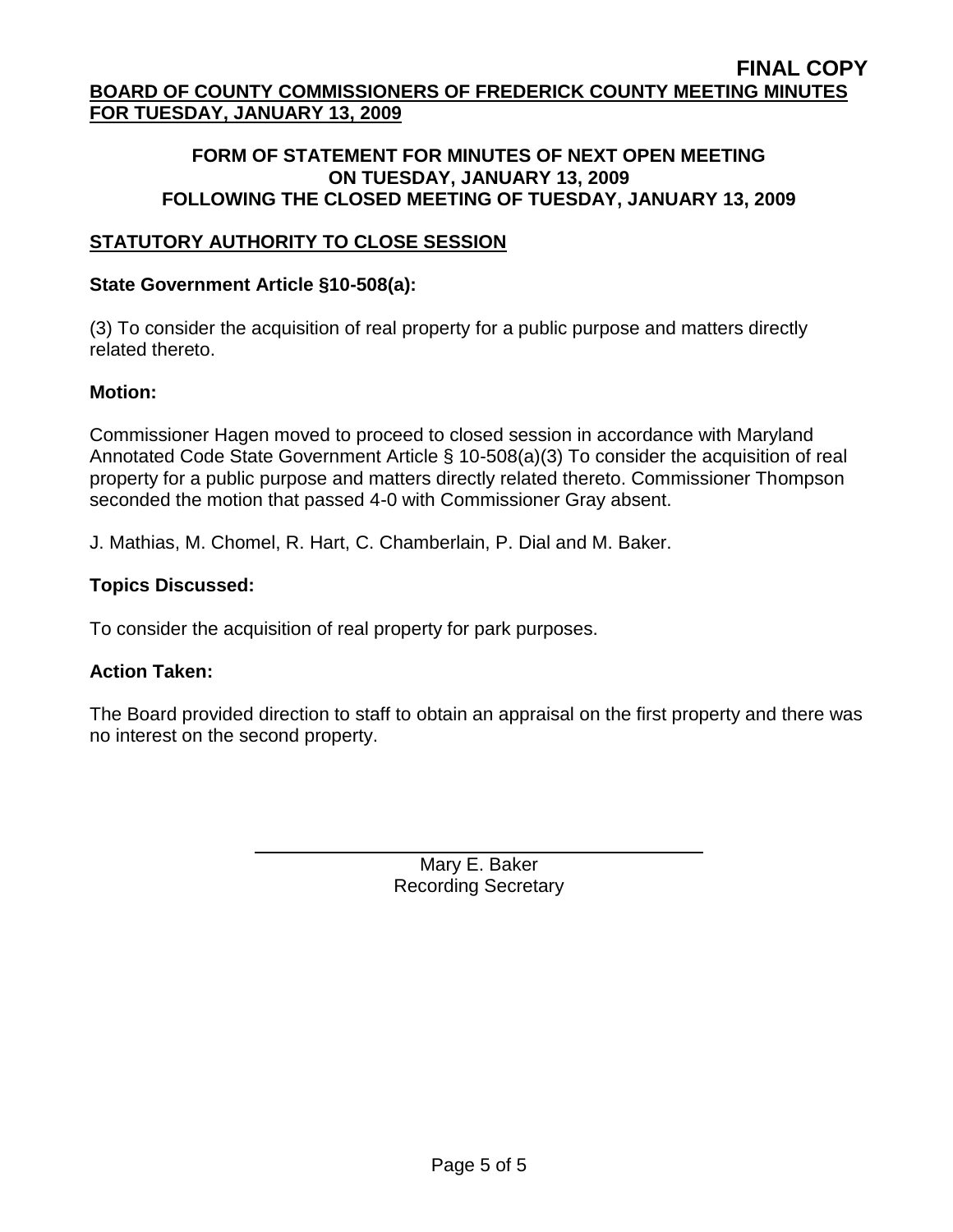**FINAL COPY**

**BOARD OF COUNTY COMMISSIONERS OF FREDERICK COUNTY MEETING MINUTES FOR TUESDAY, JANUARY 13, 2009**

**FORM OF STATEMENT FOR MINUTES OF NEXT OPEN MEETING ON TUESDAY, JANUARY 13, 2009 FOLLOWING THE CLOSED MEETING OF TUESDAY, JANUARY 13, 2009**

## STATUTORY AUTHORITY TO CLOSE SESSION

### State Government Article §10-508(a):

(3) To consider the acquisition of real property for a public purpose and matters directly related thereto.

### Motion:

Commissioner Hagen moved to proceed to closed session in accordance with Maryland Annotated Code State Government Article § 10-508(a)(3) To consider the acquisition of real property for a public purpose and matters directly related thereto. Commissioner Thompson seconded the motion that passed 4-0 with Commissioner Gray absent.

J. Mathias, M. Chomel, R. Hart, C. Chamberlain, P. Dial and M. Baker.

### Topics Discussed:

To consider the acquisition of real property for park purposes.

### Action Taken:

The Board provided direction to staff to obtain an appraisal on the first property and there was no interest on the second property.

Mary E. Baker
Recording Secretary